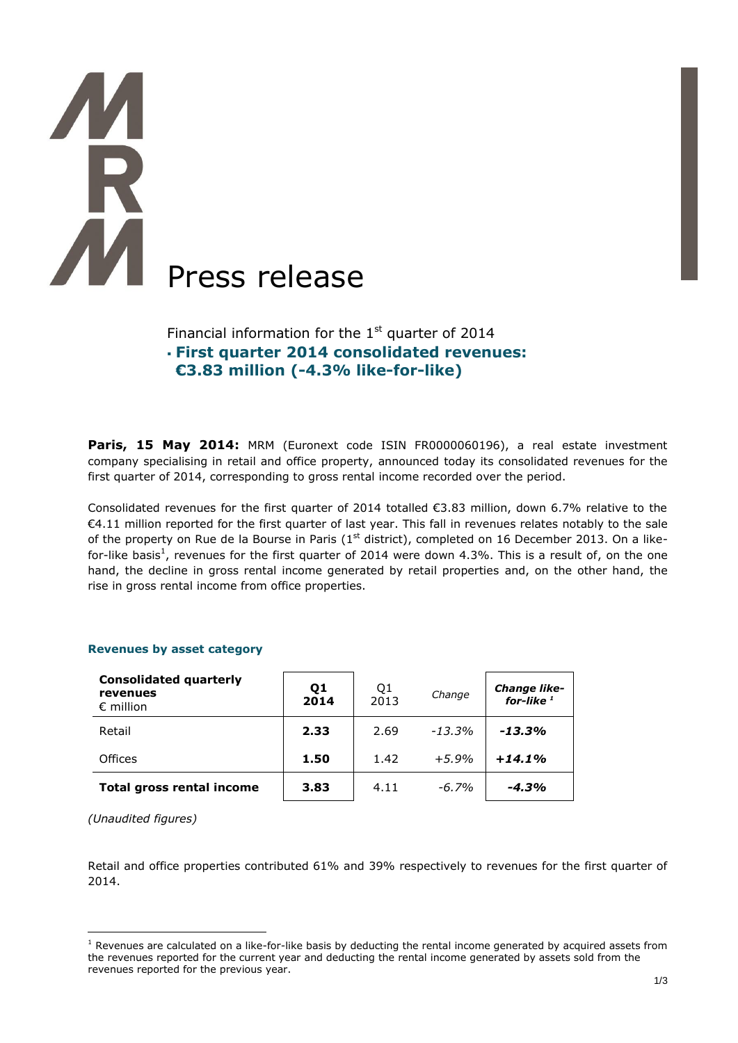# Press release

Financial information for the 1st quarter of 2014

- **First quarter 2014 consolidated revenues: €3.83 million (-4.3% like-for-like)**

**Paris, 15 May 2014:** MRM (Euronext code ISIN FR0000060196), a real estate investment company specialising in retail and office property, announced today its consolidated revenues for the first quarter of 2014, corresponding to gross rental income recorded over the period.

Consolidated revenues for the first quarter of 2014 totalled €3.83 million, down 6.7% relative to the €4.11 million reported for the first quarter of last year. This fall in revenues relates notably to the sale of the property on Rue de la Bourse in Paris (1st district), completed on 16 December 2013. On a like-for-like basis[1], revenues for the first quarter of 2014 were down 4.3%. This is a result of, on the one hand, the decline in gross rental income generated by retail properties and, on the other hand, the rise in gross rental income from office properties.

### Revenues by asset category

| **Consolidated quarterly revenues** € million | **Q1 2014** | Q1 2013 | *Change* | ***Change like-for-like [1]*** |
|---|---|---|---|---|
| Retail | **2.33** | 2.69 | *-13.3%* | ***-13.3%*** |
| Offices | **1.50** | 1.42 | *+5.9%* | ***+14.1%*** |
| **Total gross rental income** | **3.83** | 4.11 | *-6.7%* | ***-4.3%*** |

*(Unaudited figures)*

Retail and office properties contributed 61% and 39% respectively to revenues for the first quarter of 2014.

---

[1] Revenues are calculated on a like-for-like basis by deducting the rental income generated by acquired assets from the revenues reported for the current year and deducting the rental income generated by assets sold from the revenues reported for the previous year.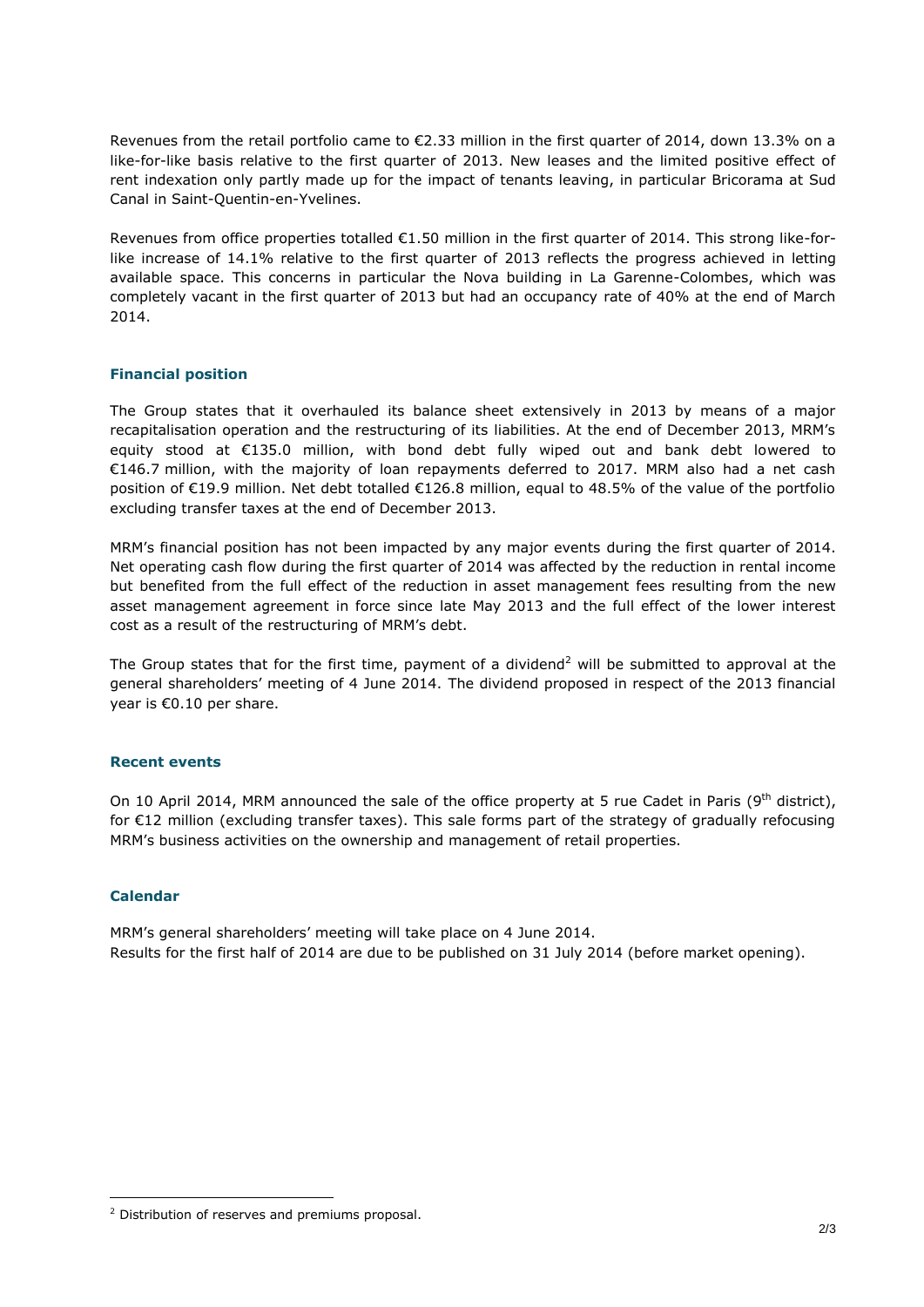Revenues from the retail portfolio came to €2.33 million in the first quarter of 2014, down 13.3% on a like-for-like basis relative to the first quarter of 2013. New leases and the limited positive effect of rent indexation only partly made up for the impact of tenants leaving, in particular Bricorama at Sud Canal in Saint-Quentin-en-Yvelines.

Revenues from office properties totalled €1.50 million in the first quarter of 2014. This strong like-for-like increase of 14.1% relative to the first quarter of 2013 reflects the progress achieved in letting available space. This concerns in particular the Nova building in La Garenne-Colombes, which was completely vacant in the first quarter of 2013 but had an occupancy rate of 40% at the end of March 2014.

## Financial position

The Group states that it overhauled its balance sheet extensively in 2013 by means of a major recapitalisation operation and the restructuring of its liabilities. At the end of December 2013, MRM's equity stood at €135.0 million, with bond debt fully wiped out and bank debt lowered to €146.7 million, with the majority of loan repayments deferred to 2017. MRM also had a net cash position of €19.9 million. Net debt totalled €126.8 million, equal to 48.5% of the value of the portfolio excluding transfer taxes at the end of December 2013.

MRM's financial position has not been impacted by any major events during the first quarter of 2014. Net operating cash flow during the first quarter of 2014 was affected by the reduction in rental income but benefited from the full effect of the reduction in asset management fees resulting from the new asset management agreement in force since late May 2013 and the full effect of the lower interest cost as a result of the restructuring of MRM's debt.

The Group states that for the first time, payment of a dividend[2] will be submitted to approval at the general shareholders' meeting of 4 June 2014. The dividend proposed in respect of the 2013 financial year is €0.10 per share.

## Recent events

On 10 April 2014, MRM announced the sale of the office property at 5 rue Cadet in Paris (9th district), for €12 million (excluding transfer taxes). This sale forms part of the strategy of gradually refocusing MRM's business activities on the ownership and management of retail properties.

## Calendar

MRM's general shareholders' meeting will take place on 4 June 2014.
Results for the first half of 2014 are due to be published on 31 July 2014 (before market opening).

[2] Distribution of reserves and premiums proposal.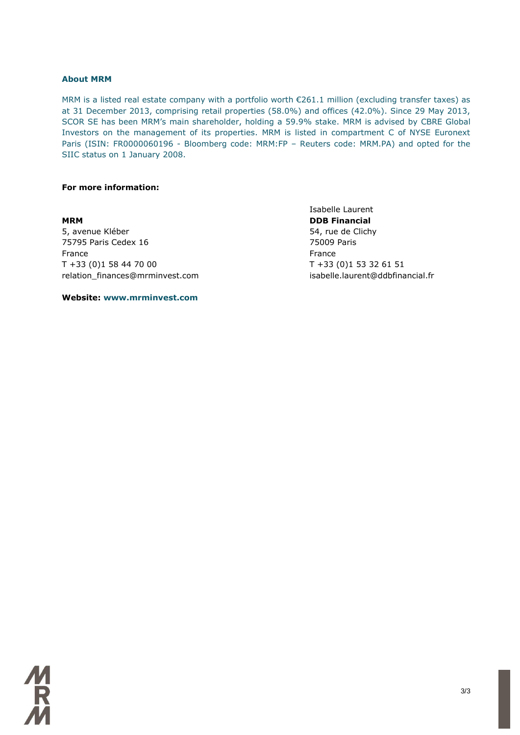## About MRM

MRM is a listed real estate company with a portfolio worth €261.1 million (excluding transfer taxes) as at 31 December 2013, comprising retail properties (58.0%) and offices (42.0%). Since 29 May 2013, SCOR SE has been MRM's main shareholder, holding a 59.9% stake. MRM is advised by CBRE Global Investors on the management of its properties. MRM is listed in compartment C of NYSE Euronext Paris (ISIN: FR0000060196 - Bloomberg code: MRM:FP – Reuters code: MRM.PA) and opted for the SIIC status on 1 January 2008.

**For more information:**

**MRM**
5, avenue Kléber
75795 Paris Cedex 16
France
T +33 (0)1 58 44 70 00
relation_finances@mrminvest.com

Isabelle Laurent
**DDB Financial**
54, rue de Clichy
75009 Paris
France
T +33 (0)1 53 32 61 51
isabelle.laurent@ddbfinancial.fr

**Website: www.mrminvest.com**